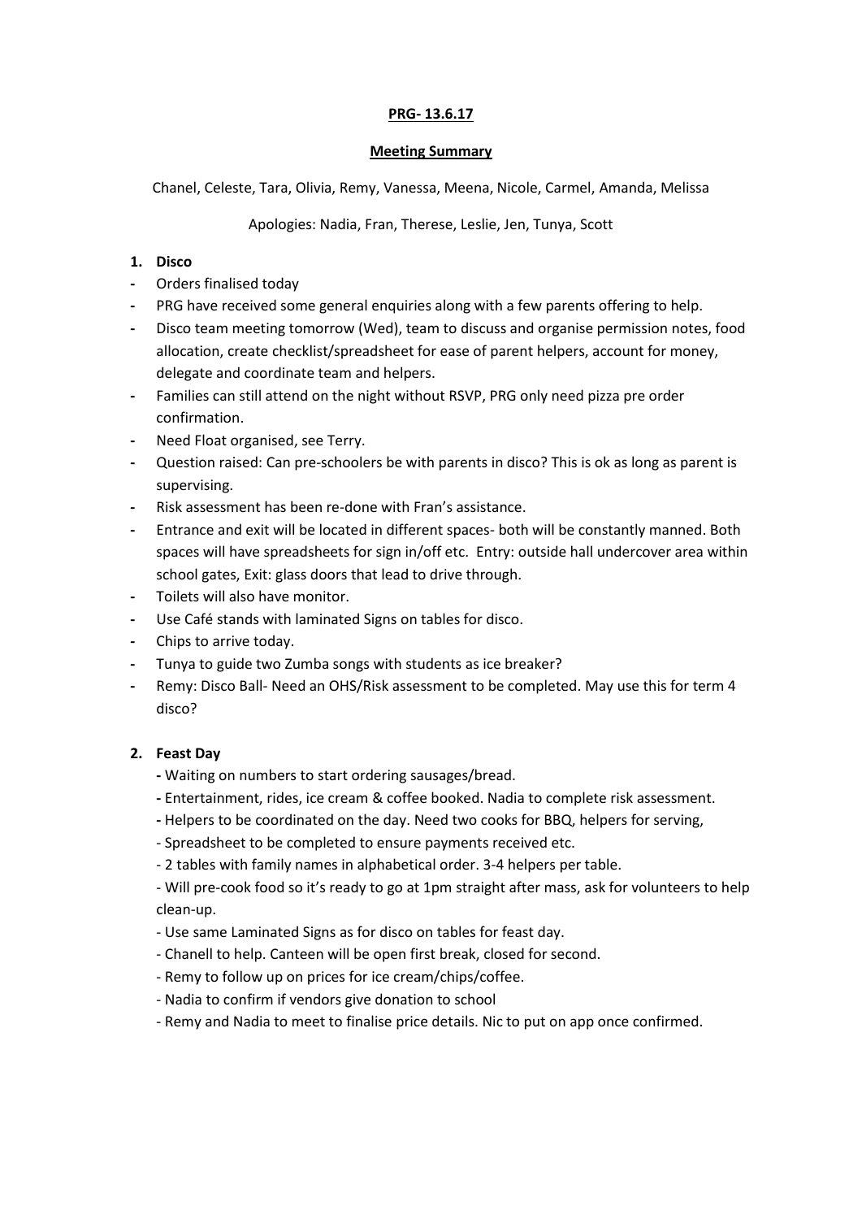**PRG- 13.6.17**

**Meeting Summary**

Chanel, Celeste, Tara, Olivia, Remy, Vanessa, Meena, Nicole, Carmel, Amanda, Melissa

Apologies: Nadia, Fran, Therese, Leslie, Jen, Tunya, Scott

1. **Disco**

- Orders finalised today
- PRG have received some general enquiries along with a few parents offering to help.
- Disco team meeting tomorrow (Wed), team to discuss and organise permission notes, food allocation, create checklist/spreadsheet for ease of parent helpers, account for money, delegate and coordinate team and helpers.
- Families can still attend on the night without RSVP, PRG only need pizza pre order confirmation.
- Need Float organised, see Terry.
- Question raised: Can pre-schoolers be with parents in disco? This is ok as long as parent is supervising.
- Risk assessment has been re-done with Fran's assistance.
- Entrance and exit will be located in different spaces- both will be constantly manned. Both spaces will have spreadsheets for sign in/off etc. Entry: outside hall undercover area within school gates, Exit: glass doors that lead to drive through.
- Toilets will also have monitor.
- Use Café stands with laminated Signs on tables for disco.
- Chips to arrive today.
- Tunya to guide two Zumba songs with students as ice breaker?
- Remy: Disco Ball- Need an OHS/Risk assessment to be completed. May use this for term 4 disco?

2. **Feast Day**

- Waiting on numbers to start ordering sausages/bread.
- Entertainment, rides, ice cream & coffee booked. Nadia to complete risk assessment.
- Helpers to be coordinated on the day. Need two cooks for BBQ, helpers for serving,
- Spreadsheet to be completed to ensure payments received etc.
- 2 tables with family names in alphabetical order. 3-4 helpers per table.
- Will pre-cook food so it's ready to go at 1pm straight after mass, ask for volunteers to help clean-up.
- Use same Laminated Signs as for disco on tables for feast day.
- Chanell to help. Canteen will be open first break, closed for second.
- Remy to follow up on prices for ice cream/chips/coffee.
- Nadia to confirm if vendors give donation to school
- Remy and Nadia to meet to finalise price details. Nic to put on app once confirmed.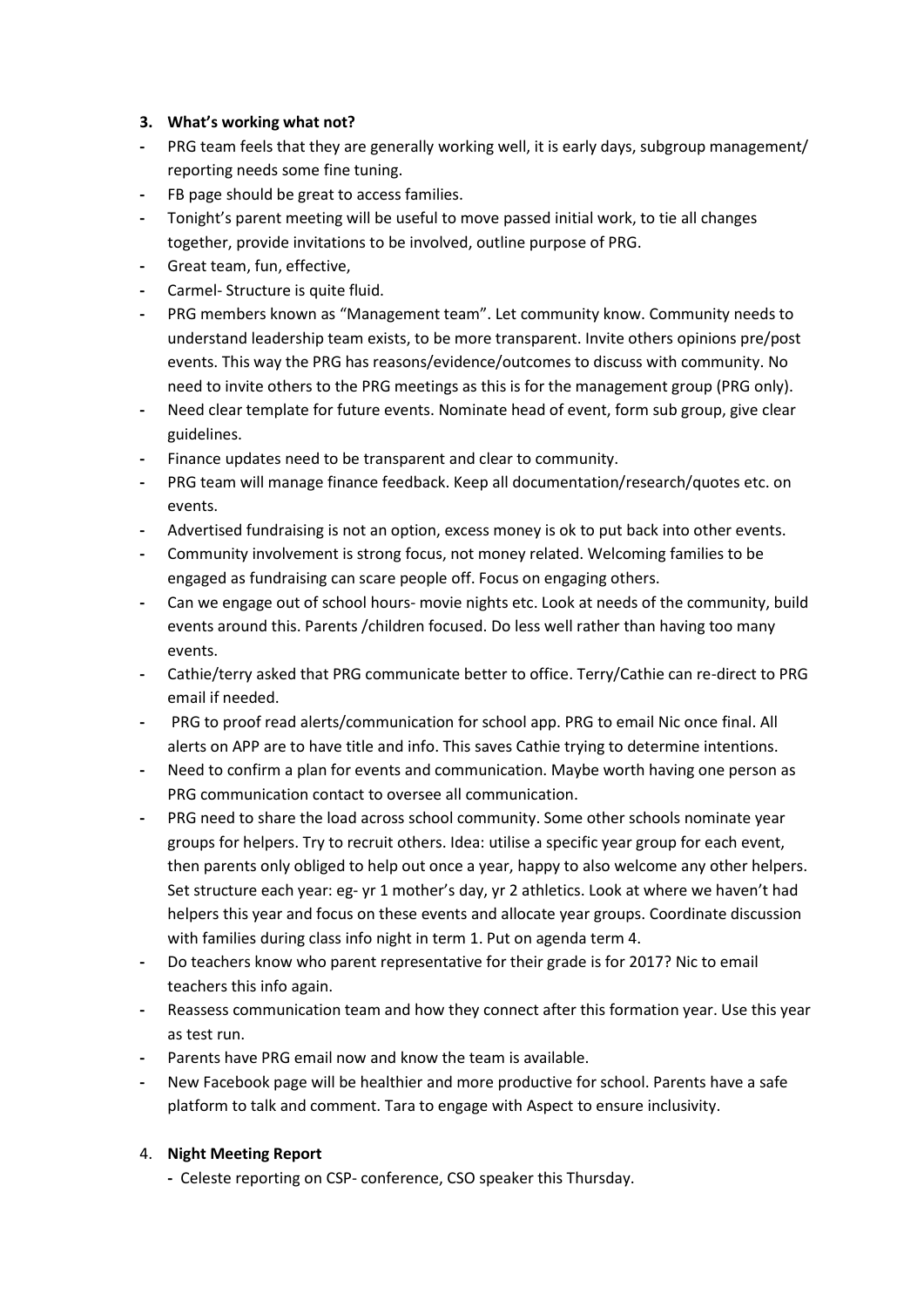3. **What's working what not?**

- PRG team feels that they are generally working well, it is early days, subgroup management/ reporting needs some fine tuning.
- FB page should be great to access families.
- Tonight's parent meeting will be useful to move passed initial work, to tie all changes together, provide invitations to be involved, outline purpose of PRG.
- Great team, fun, effective,
- Carmel- Structure is quite fluid.
- PRG members known as "Management team". Let community know. Community needs to understand leadership team exists, to be more transparent. Invite others opinions pre/post events. This way the PRG has reasons/evidence/outcomes to discuss with community. No need to invite others to the PRG meetings as this is for the management group (PRG only).
- Need clear template for future events. Nominate head of event, form sub group, give clear guidelines.
- Finance updates need to be transparent and clear to community.
- PRG team will manage finance feedback. Keep all documentation/research/quotes etc. on events.
- Advertised fundraising is not an option, excess money is ok to put back into other events.
- Community involvement is strong focus, not money related. Welcoming families to be engaged as fundraising can scare people off. Focus on engaging others.
- Can we engage out of school hours- movie nights etc. Look at needs of the community, build events around this. Parents /children focused. Do less well rather than having too many events.
- Cathie/terry asked that PRG communicate better to office. Terry/Cathie can re-direct to PRG email if needed.
- PRG to proof read alerts/communication for school app. PRG to email Nic once final. All alerts on APP are to have title and info. This saves Cathie trying to determine intentions.
- Need to confirm a plan for events and communication. Maybe worth having one person as PRG communication contact to oversee all communication.
- PRG need to share the load across school community. Some other schools nominate year groups for helpers. Try to recruit others. Idea: utilise a specific year group for each event, then parents only obliged to help out once a year, happy to also welcome any other helpers. Set structure each year: eg- yr 1 mother's day, yr 2 athletics. Look at where we haven't had helpers this year and focus on these events and allocate year groups. Coordinate discussion with families during class info night in term 1. Put on agenda term 4.
- Do teachers know who parent representative for their grade is for 2017? Nic to email teachers this info again.
- Reassess communication team and how they connect after this formation year. Use this year as test run.
- Parents have PRG email now and know the team is available.
- New Facebook page will be healthier and more productive for school. Parents have a safe platform to talk and comment. Tara to engage with Aspect to ensure inclusivity.

4. **Night Meeting Report**

   - Celeste reporting on CSP- conference, CSO speaker this Thursday.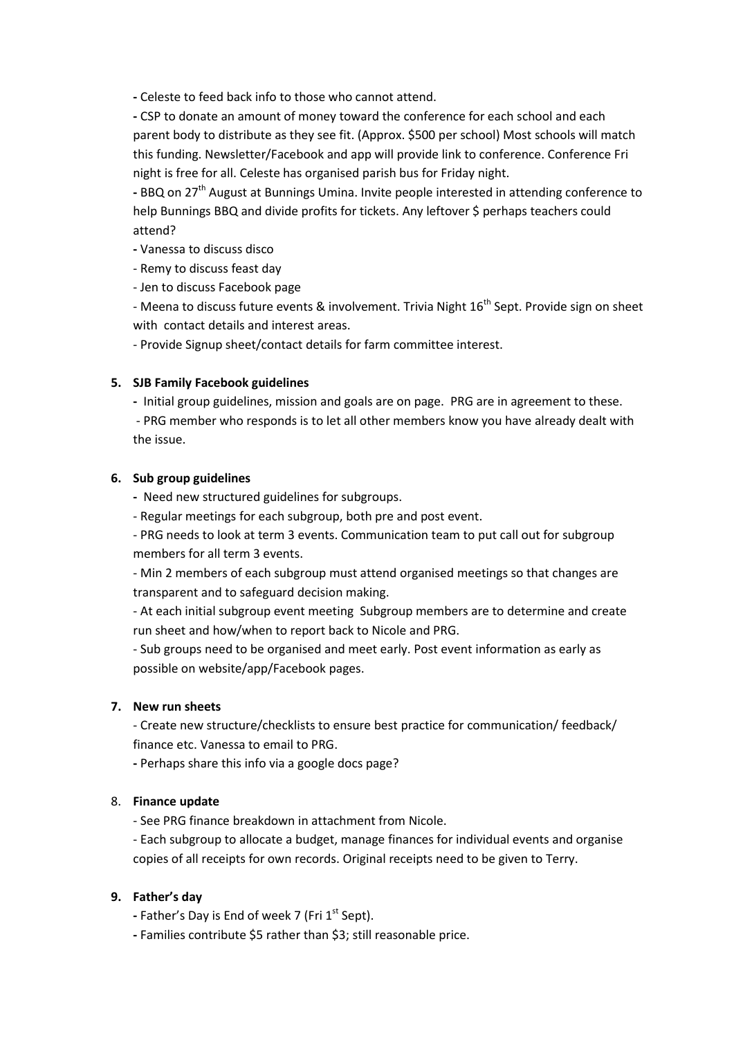- Celeste to feed back info to those who cannot attend.

- CSP to donate an amount of money toward the conference for each school and each parent body to distribute as they see fit. (Approx. $500 per school) Most schools will match this funding. Newsletter/Facebook and app will provide link to conference. Conference Fri night is free for all. Celeste has organised parish bus for Friday night.

- BBQ on 27th August at Bunnings Umina. Invite people interested in attending conference to help Bunnings BBQ and divide profits for tickets. Any leftover $ perhaps teachers could attend?

- Vanessa to discuss disco

- Remy to discuss feast day

- Jen to discuss Facebook page

- Meena to discuss future events & involvement. Trivia Night 16th Sept. Provide sign on sheet with contact details and interest areas.

- Provide Signup sheet/contact details for farm committee interest.

5. **SJB Family Facebook guidelines**

   - Initial group guidelines, mission and goals are on page. PRG are in agreement to these.
   - PRG member who responds is to let all other members know you have already dealt with the issue.

6. **Sub group guidelines**

   - Need new structured guidelines for subgroups.
   - Regular meetings for each subgroup, both pre and post event.
   - PRG needs to look at term 3 events. Communication team to put call out for subgroup members for all term 3 events.
   - Min 2 members of each subgroup must attend organised meetings so that changes are transparent and to safeguard decision making.
   - At each initial subgroup event meeting Subgroup members are to determine and create run sheet and how/when to report back to Nicole and PRG.
   - Sub groups need to be organised and meet early. Post event information as early as possible on website/app/Facebook pages.

7. **New run sheets**

   - Create new structure/checklists to ensure best practice for communication/ feedback/ finance etc. Vanessa to email to PRG.
   - Perhaps share this info via a google docs page?

8. **Finance update**

   - See PRG finance breakdown in attachment from Nicole.
   - Each subgroup to allocate a budget, manage finances for individual events and organise copies of all receipts for own records. Original receipts need to be given to Terry.

9. **Father's day**

   - Father's Day is End of week 7 (Fri 1st Sept).
   - Families contribute $5 rather than $3; still reasonable price.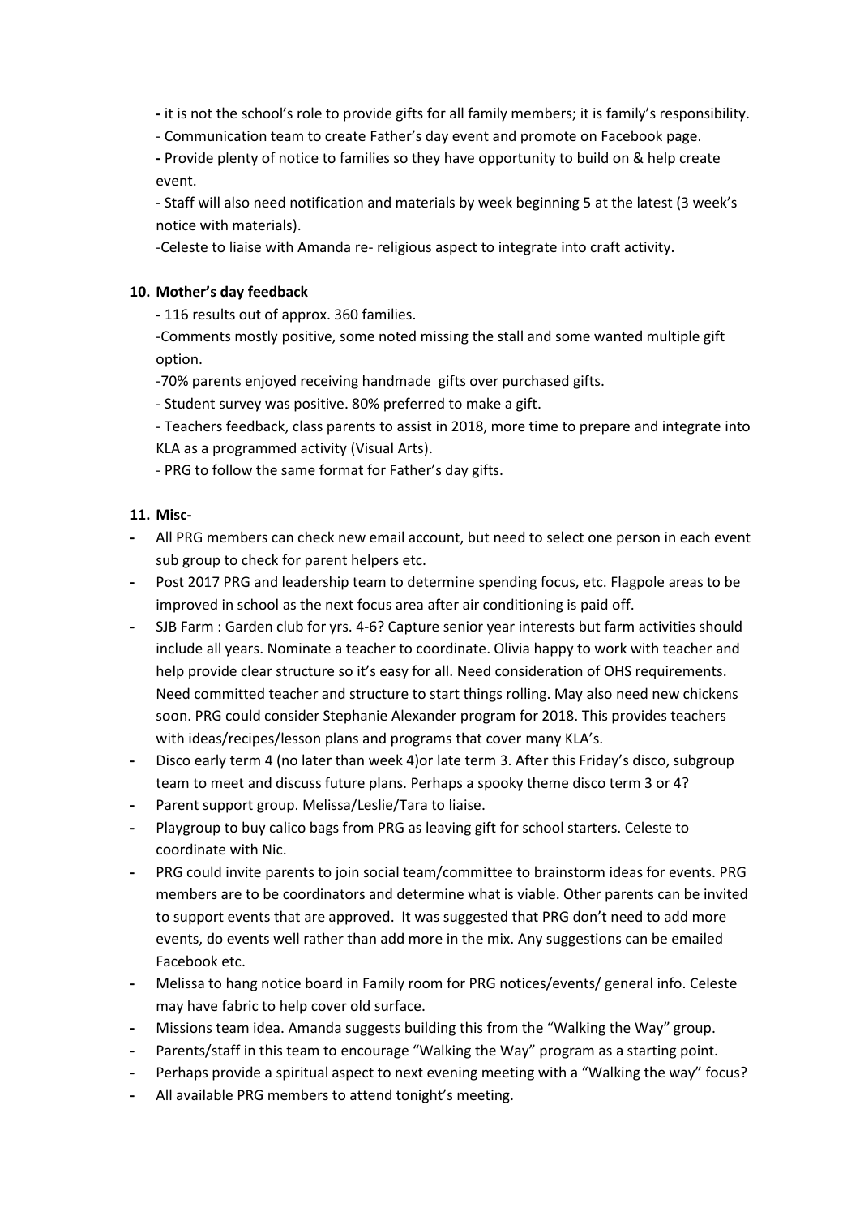- it is not the school's role to provide gifts for all family members; it is family's responsibility.
- Communication team to create Father's day event and promote on Facebook page.
- Provide plenty of notice to families so they have opportunity to build on & help create event.
- Staff will also need notification and materials by week beginning 5 at the latest (3 week's notice with materials).
- Celeste to liaise with Amanda re- religious aspect to integrate into craft activity.

**10. Mother's day feedback**

- 116 results out of approx. 360 families.
- Comments mostly positive, some noted missing the stall and some wanted multiple gift option.
- 70% parents enjoyed receiving handmade gifts over purchased gifts.
- Student survey was positive. 80% preferred to make a gift.
- Teachers feedback, class parents to assist in 2018, more time to prepare and integrate into KLA as a programmed activity (Visual Arts).
- PRG to follow the same format for Father's day gifts.

**11. Misc-**

- All PRG members can check new email account, but need to select one person in each event sub group to check for parent helpers etc.
- Post 2017 PRG and leadership team to determine spending focus, etc. Flagpole areas to be improved in school as the next focus area after air conditioning is paid off.
- SJB Farm : Garden club for yrs. 4-6? Capture senior year interests but farm activities should include all years. Nominate a teacher to coordinate. Olivia happy to work with teacher and help provide clear structure so it's easy for all. Need consideration of OHS requirements. Need committed teacher and structure to start things rolling. May also need new chickens soon. PRG could consider Stephanie Alexander program for 2018. This provides teachers with ideas/recipes/lesson plans and programs that cover many KLA's.
- Disco early term 4 (no later than week 4)or late term 3. After this Friday's disco, subgroup team to meet and discuss future plans. Perhaps a spooky theme disco term 3 or 4?
- Parent support group. Melissa/Leslie/Tara to liaise.
- Playgroup to buy calico bags from PRG as leaving gift for school starters. Celeste to coordinate with Nic.
- PRG could invite parents to join social team/committee to brainstorm ideas for events. PRG members are to be coordinators and determine what is viable. Other parents can be invited to support events that are approved. It was suggested that PRG don't need to add more events, do events well rather than add more in the mix. Any suggestions can be emailed Facebook etc.
- Melissa to hang notice board in Family room for PRG notices/events/ general info. Celeste may have fabric to help cover old surface.
- Missions team idea. Amanda suggests building this from the "Walking the Way" group.
- Parents/staff in this team to encourage "Walking the Way" program as a starting point.
- Perhaps provide a spiritual aspect to next evening meeting with a "Walking the way" focus?
- All available PRG members to attend tonight's meeting.